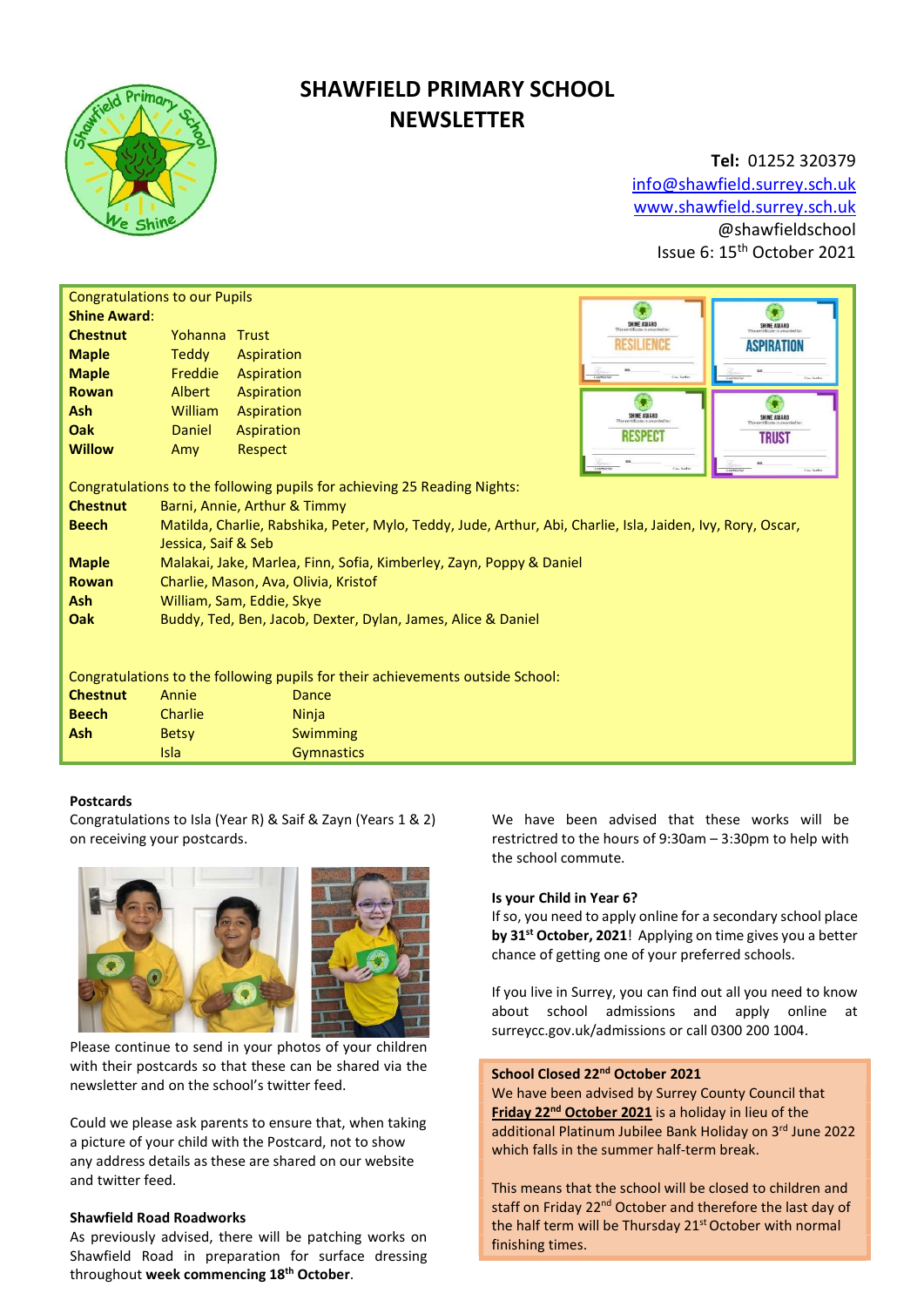# SHAWFIELD PRIMARY SCHOOL NEWSLETTER

**Tel:** 01252 320379
info@shawfield.surrey.sch.uk
www.shawfield.surrey.sch.uk
@shawfieldschool
Issue 6: 15th October 2021

Congratulations to our Pupils

**Shine Award:**

| | | |
|---|---|---|
| **Chestnut** | Yohanna | Trust |
| **Maple** | Teddy | Aspiration |
| **Maple** | Freddie | Aspiration |
| **Rowan** | Albert | Aspiration |
| **Ash** | William | Aspiration |
| **Oak** | Daniel | Aspiration |
| **Willow** | Amy | Respect |

Congratulations to the following pupils for achieving 25 Reading Nights:

| | |
|---|---|
| **Chestnut** | Barni, Annie, Arthur & Timmy |
| **Beech** | Matilda, Charlie, Rabshika, Peter, Mylo, Teddy, Jude, Arthur, Abi, Charlie, Isla, Jaiden, Ivy, Rory, Oscar, Jessica, Saif & Seb |
| **Maple** | Malakai, Jake, Marlea, Finn, Sofia, Kimberley, Zayn, Poppy & Daniel |
| **Rowan** | Charlie, Mason, Ava, Olivia, Kristof |
| **Ash** | William, Sam, Eddie, Skye |
| **Oak** | Buddy, Ted, Ben, Jacob, Dexter, Dylan, James, Alice & Daniel |

Congratulations to the following pupils for their achievements outside School:

| | | |
|---|---|---|
| **Chestnut** | Annie | Dance |
| **Beech** | Charlie | Ninja |
| **Ash** | Betsy | Swimming |
| | Isla | Gymnastics |

**Postcards**

Congratulations to Isla (Year R) & Saif & Zayn (Years 1 & 2) on receiving your postcards.

Please continue to send in your photos of your children with their postcards so that these can be shared via the newsletter and on the school's twitter feed.

Could we please ask parents to ensure that, when taking a picture of your child with the Postcard, not to show any address details as these are shared on our website and twitter feed.

**Shawfield Road Roadworks**

As previously advised, there will be patching works on Shawfield Road in preparation for surface dressing throughout **week commencing 18th October**.

We have been advised that these works will be restrictred to the hours of 9:30am – 3:30pm to help with the school commute.

**Is your Child in Year 6?**

If so, you need to apply online for a secondary school place **by 31st October, 2021**! Applying on time gives you a better chance of getting one of your preferred schools.

If you live in Surrey, you can find out all you need to know about school admissions and apply online at surreycc.gov.uk/admissions or call 0300 200 1004.

**School Closed 22nd October 2021**

We have been advised by Surrey County Council that **Friday 22nd October 2021** is a holiday in lieu of the additional Platinum Jubilee Bank Holiday on 3rd June 2022 which falls in the summer half-term break.

This means that the school will be closed to children and staff on Friday 22nd October and therefore the last day of the half term will be Thursday 21st October with normal finishing times.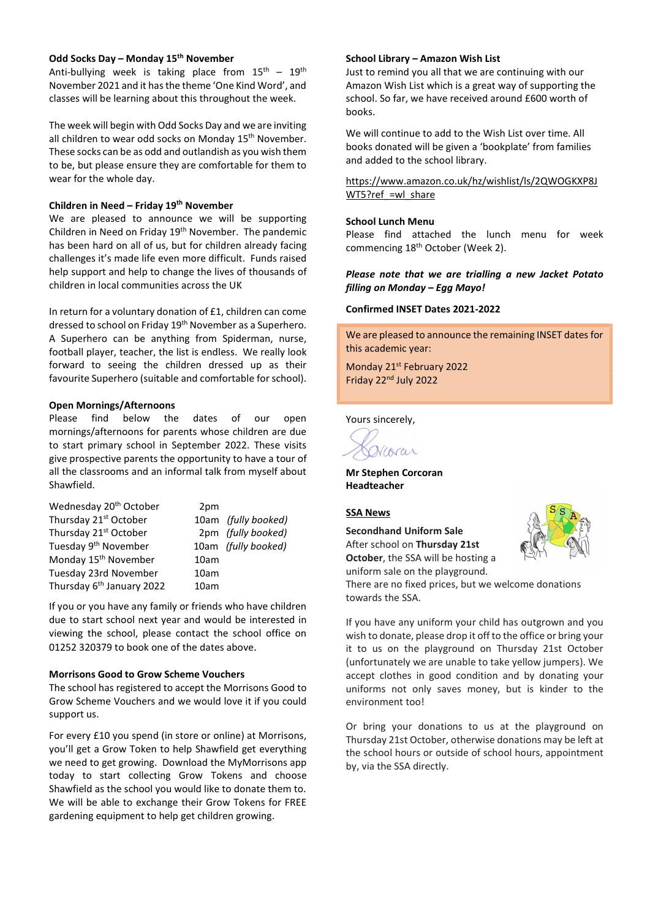**Odd Socks Day – Monday 15th November**

Anti-bullying week is taking place from 15th – 19th November 2021 and it has the theme 'One Kind Word', and classes will be learning about this throughout the week.

The week will begin with Odd Socks Day and we are inviting all children to wear odd socks on Monday 15th November. These socks can be as odd and outlandish as you wish them to be, but please ensure they are comfortable for them to wear for the whole day.

**Children in Need – Friday 19th November**

We are pleased to announce we will be supporting Children in Need on Friday 19th November. The pandemic has been hard on all of us, but for children already facing challenges it's made life even more difficult. Funds raised help support and help to change the lives of thousands of children in local communities across the UK

In return for a voluntary donation of £1, children can come dressed to school on Friday 19th November as a Superhero. A Superhero can be anything from Spiderman, nurse, football player, teacher, the list is endless. We really look forward to seeing the children dressed up as their favourite Superhero (suitable and comfortable for school).

**Open Mornings/Afternoons**

Please find below the dates of our open mornings/afternoons for parents whose children are due to start primary school in September 2022. These visits give prospective parents the opportunity to have a tour of all the classrooms and an informal talk from myself about Shawfield.

| | | |
|---|---|---|
| Wednesday 20th October | 2pm | |
| Thursday 21st October | 10am | *(fully booked)* |
| Thursday 21st October | 2pm | *(fully booked)* |
| Tuesday 9th November | 10am | *(fully booked)* |
| Monday 15th November | 10am | |
| Tuesday 23rd November | 10am | |
| Thursday 6th January 2022 | 10am | |

If you or you have any family or friends who have children due to start school next year and would be interested in viewing the school, please contact the school office on 01252 320379 to book one of the dates above.

**Morrisons Good to Grow Scheme Vouchers**

The school has registered to accept the Morrisons Good to Grow Scheme Vouchers and we would love it if you could support us.

For every £10 you spend (in store or online) at Morrisons, you'll get a Grow Token to help Shawfield get everything we need to get growing. Download the MyMorrisons app today to start collecting Grow Tokens and choose Shawfield as the school you would like to donate them to. We will be able to exchange their Grow Tokens for FREE gardening equipment to help get children growing.

**School Library – Amazon Wish List**

Just to remind you all that we are continuing with our Amazon Wish List which is a great way of supporting the school. So far, we have received around £600 worth of books.

We will continue to add to the Wish List over time. All books donated will be given a 'bookplate' from families and added to the school library.

https://www.amazon.co.uk/hz/wishlist/ls/2QWOGKXP8JWT5?ref_=wl_share

**School Lunch Menu**

Please find attached the lunch menu for week commencing 18th October (Week 2).

***Please note that we are trialling a new Jacket Potato filling on Monday – Egg Mayo!***

**Confirmed INSET Dates 2021-2022**

We are pleased to announce the remaining INSET dates for this academic year:

Monday 21st February 2022
Friday 22nd July 2022

Yours sincerely,

**Mr Stephen Corcoran**
**Headteacher**

**SSA News**

**Secondhand Uniform Sale**
After school on **Thursday 21st October**, the SSA will be hosting a uniform sale on the playground. There are no fixed prices, but we welcome donations towards the SSA.

If you have any uniform your child has outgrown and you wish to donate, please drop it off to the office or bring your it to us on the playground on Thursday 21st October (unfortunately we are unable to take yellow jumpers). We accept clothes in good condition and by donating your uniforms not only saves money, but is kinder to the environment too!

Or bring your donations to us at the playground on Thursday 21st October, otherwise donations may be left at the school hours or outside of school hours, appointment by, via the SSA directly.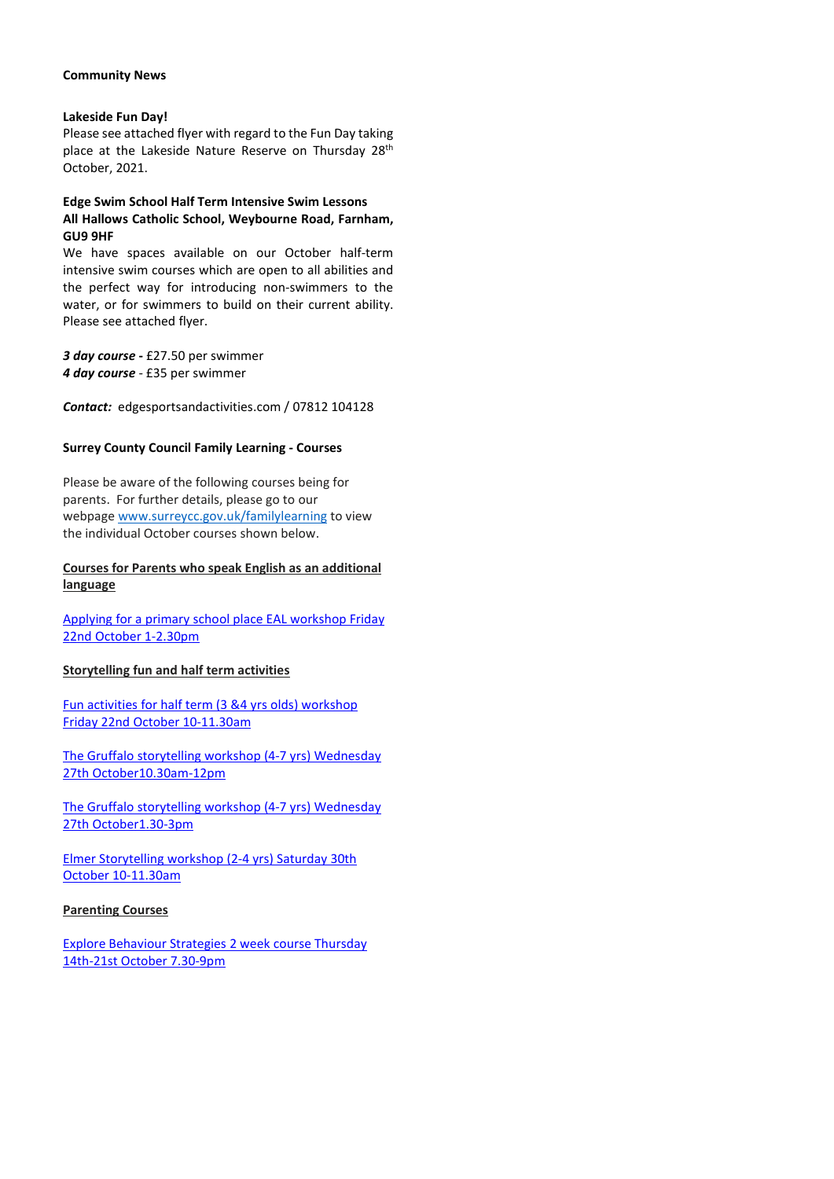## Community News

### Lakeside Fun Day!

Please see attached flyer with regard to the Fun Day taking place at the Lakeside Nature Reserve on Thursday 28th October, 2021.

### Edge Swim School Half Term Intensive Swim Lessons
### All Hallows Catholic School, Weybourne Road, Farnham, GU9 9HF

We have spaces available on our October half-term intensive swim courses which are open to all abilities and the perfect way for introducing non-swimmers to the water, or for swimmers to build on their current ability. Please see attached flyer.

***3 day course*** **-** £27.50 per swimmer
***4 day course*** - £35 per swimmer

***Contact:*** edgesportsandactivities.com / 07812 104128

### Surrey County Council Family Learning - Courses

Please be aware of the following courses being for parents. For further details, please go to our webpage www.surreycc.gov.uk/familylearning to view the individual October courses shown below.

**Courses for Parents who speak English as an additional language**

Applying for a primary school place EAL workshop Friday 22nd October 1-2.30pm

**Storytelling fun and half term activities**

Fun activities for half term (3 &4 yrs olds) workshop Friday 22nd October 10-11.30am

The Gruffalo storytelling workshop (4-7 yrs) Wednesday 27th October10.30am-12pm

The Gruffalo storytelling workshop (4-7 yrs) Wednesday 27th October1.30-3pm

Elmer Storytelling workshop (2-4 yrs) Saturday 30th October 10-11.30am

**Parenting Courses**

Explore Behaviour Strategies 2 week course Thursday 14th-21st October 7.30-9pm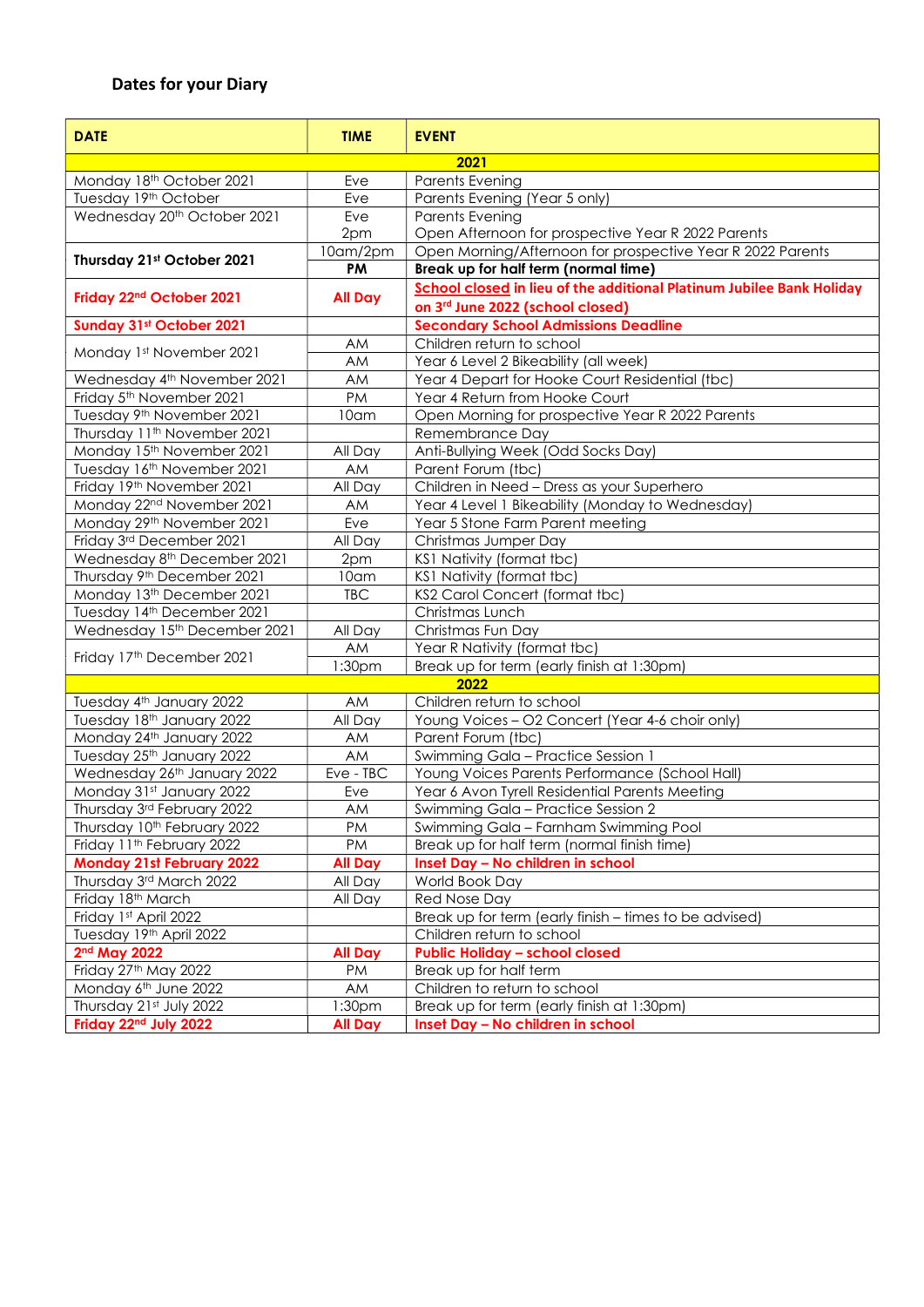## Dates for your Diary

| DATE | TIME | EVENT |
|---|---|---|
| **2021** | | |
| Monday 18th October 2021 | Eve | Parents Evening |
| Tuesday 19th October | Eve | Parents Evening (Year 5 only) |
| Wednesday 20th October 2021 | Eve | Parents Evening |
| | 2pm | Open Afternoon for prospective Year R 2022 Parents |
| **Thursday 21st October 2021** | 10am/2pm | Open Morning/Afternoon for prospective Year R 2022 Parents |
| | **PM** | **Break up for half term (normal time)** |
| **Friday 22nd October 2021** | **All Day** | **School closed in lieu of the additional Platinum Jubilee Bank Holiday on 3rd June 2022 (school closed)** |
| **Sunday 31st October 2021** | | **Secondary School Admissions Deadline** |
| Monday 1st November 2021 | AM | Children return to school |
| | AM | Year 6 Level 2 Bikeability (all week) |
| Wednesday 4th November 2021 | AM | Year 4 Depart for Hooke Court Residential (tbc) |
| Friday 5th November 2021 | PM | Year 4 Return from Hooke Court |
| Tuesday 9th November 2021 | 10am | Open Morning for prospective Year R 2022 Parents |
| Thursday 11th November 2021 | | Remembrance Day |
| Monday 15th November 2021 | All Day | Anti-Bullying Week (Odd Socks Day) |
| Tuesday 16th November 2021 | AM | Parent Forum (tbc) |
| Friday 19th November 2021 | All Day | Children in Need – Dress as your Superhero |
| Monday 22nd November 2021 | AM | Year 4 Level 1 Bikeability (Monday to Wednesday) |
| Monday 29th November 2021 | Eve | Year 5 Stone Farm Parent meeting |
| Friday 3rd December 2021 | All Day | Christmas Jumper Day |
| Wednesday 8th December 2021 | 2pm | KS1 Nativity (format tbc) |
| Thursday 9th December 2021 | 10am | KS1 Nativity (format tbc) |
| Monday 13th December 2021 | TBC | KS2 Carol Concert (format tbc) |
| Tuesday 14th December 2021 | | Christmas Lunch |
| Wednesday 15th December 2021 | All Day | Christmas Fun Day |
| Friday 17th December 2021 | AM | Year R Nativity (format tbc) |
| | 1:30pm | Break up for term (early finish at 1:30pm) |
| **2022** | | |
| Tuesday 4th January 2022 | AM | Children return to school |
| Tuesday 18th January 2022 | All Day | Young Voices – O2 Concert (Year 4-6 choir only) |
| Monday 24th January 2022 | AM | Parent Forum (tbc) |
| Tuesday 25th January 2022 | AM | Swimming Gala – Practice Session 1 |
| Wednesday 26th January 2022 | Eve - TBC | Young Voices Parents Performance (School Hall) |
| Monday 31st January 2022 | Eve | Year 6 Avon Tyrell Residential Parents Meeting |
| Thursday 3rd February 2022 | AM | Swimming Gala – Practice Session 2 |
| Thursday 10th February 2022 | PM | Swimming Gala – Farnham Swimming Pool |
| Friday 11th February 2022 | PM | Break up for half term (normal finish time) |
| **Monday 21st February 2022** | **All Day** | **Inset Day – No children in school** |
| Thursday 3rd March 2022 | All Day | World Book Day |
| Friday 18th March | All Day | Red Nose Day |
| Friday 1st April 2022 | | Break up for term (early finish – times to be advised) |
| Tuesday 19th April 2022 | | Children return to school |
| **2nd May 2022** | **All Day** | **Public Holiday – school closed** |
| Friday 27th May 2022 | PM | Break up for half term |
| Monday 6th June 2022 | AM | Children to return to school |
| Thursday 21st July 2022 | 1:30pm | Break up for term (early finish at 1:30pm) |
| **Friday 22nd July 2022** | **All Day** | **Inset Day – No children in school** |